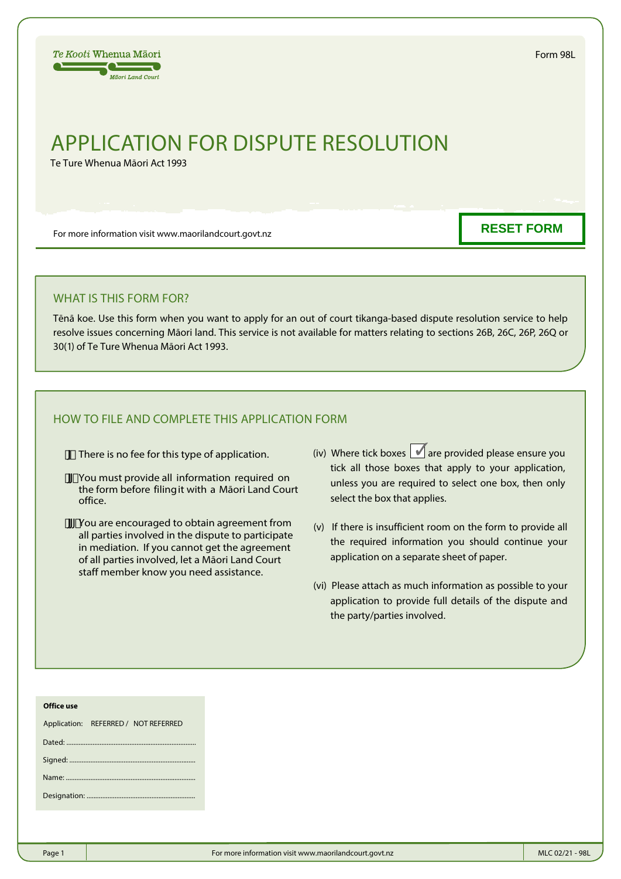Te Kooti Whenua Māori
Māori Land Court

Form 98L

# APPLICATION FOR DISPUTE RESOLUTION

Te Ture Whenua Māori Act 1993

For more information visit www.maorilandcourt.govt.nz

RESET FORM

## WHAT IS THIS FORM FOR?

Tēnā koe. Use this form when you want to apply for an out of court tikanga-based dispute resolution service to help resolve issues concerning Māori land. This service is not available for matters relating to sections 26B, 26C, 26P, 26Q or 30(1) of Te Ture Whenua Māori Act 1993.

## HOW TO FILE AND COMPLETE THIS APPLICATION FORM

(i) There is no fee for this type of application.

(ii) You must provide all information required on the form before filing it with a Māori Land Court office.

(iii) You are encouraged to obtain agreement from all parties involved in the dispute to participate in mediation. If you cannot get the agreement of all parties involved, let a Māori Land Court staff member know you need assistance.

(iv) Where tick boxes ☑ are provided please ensure you tick all those boxes that apply to your application, unless you are required to select one box, then only select the box that applies.

(v) If there is insufficient room on the form to provide all the required information you should continue your application on a separate sheet of paper.

(vi) Please attach as much information as possible to your application to provide full details of the dispute and the party/parties involved.

**Office use**

Application: REFERRED / NOT REFERRED

Dated: ..........................................................................

Signed: ........................................................................

Name: ..........................................................................

Designation: ...............................................................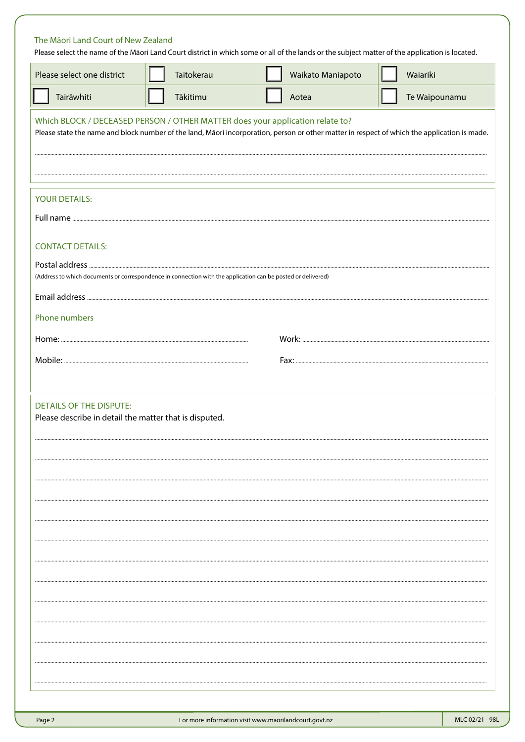## The Māori Land Court of New Zealand

Please select the name of the Māori Land Court district in which some or all of the lands or the subject matter of the application is located.

| Please select one district | ☐ Taitokerau | ☐ Waikato Maniapoto | ☐ Waiariki |
|---|---|---|---|
| ☐ Tairāwhiti | ☐ Tākitimu | ☐ Aotea | ☐ Te Waipounamu |

### Which BLOCK / DECEASED PERSON / OTHER MATTER does your application relate to?

Please state the name and block number of the land, Māori incorporation, person or other matter in respect of which the application is made.

.............................................................................................................................................................................

.............................................................................................................................................................................

### YOUR DETAILS:

Full name .............................................................................................................................................................

### CONTACT DETAILS:

Postal address ......................................................................................................................................................

(Address to which documents or correspondence in connection with the application can be posted or delivered)

Email address .......................................................................................................................................................

#### Phone numbers

Home: ............................................................ Work: ............................................................

Mobile: ............................................................ Fax: ............................................................

### DETAILS OF THE DISPUTE:

Please describe in detail the matter that is disputed.

.............................................................................................................................................................................

.............................................................................................................................................................................

.............................................................................................................................................................................

.............................................................................................................................................................................

.............................................................................................................................................................................

.............................................................................................................................................................................

.............................................................................................................................................................................

.............................................................................................................................................................................

.............................................................................................................................................................................

.............................................................................................................................................................................

.............................................................................................................................................................................

.............................................................................................................................................................................

.............................................................................................................................................................................

For more information visit www.maorilandcourt.govt.nz

MLC 02/21 - 98L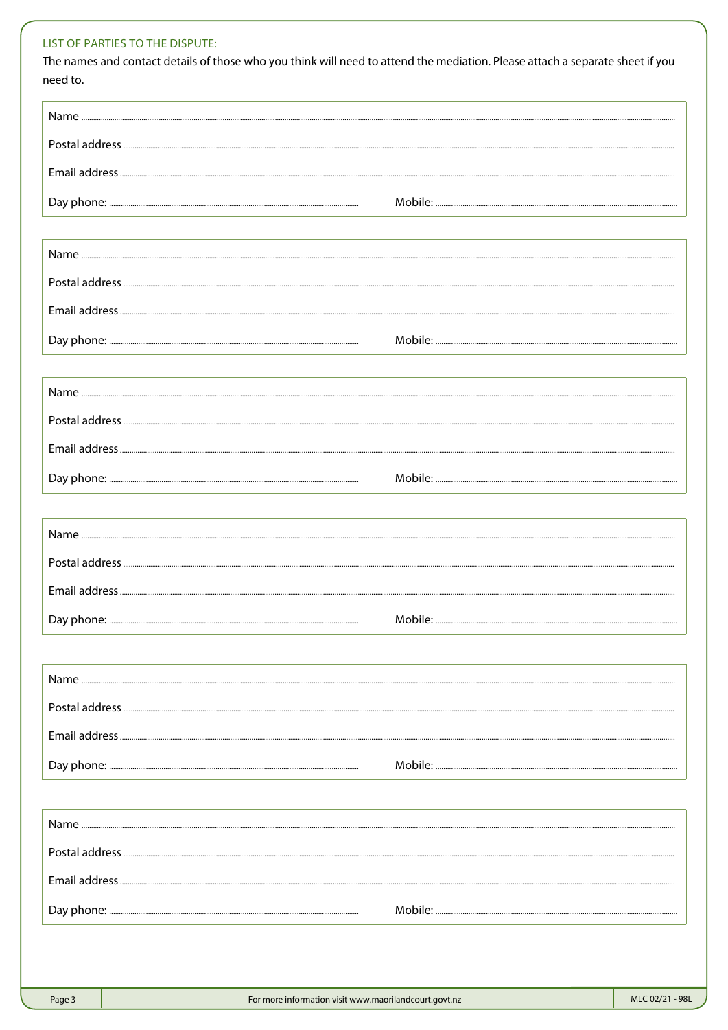## LIST OF PARTIES TO THE DISPUTE:

The names and contact details of those who you think will need to attend the mediation. Please attach a separate sheet if you need to.

Name ..................................................

Postal address ..................................................

Email address ..................................................

Day phone: .................................................. Mobile: ..................................................

---

Name ..................................................

Postal address ..................................................

Email address ..................................................

Day phone: .................................................. Mobile: ..................................................

---

Name ..................................................

Postal address ..................................................

Email address ..................................................

Day phone: .................................................. Mobile: ..................................................

---

Name ..................................................

Postal address ..................................................

Email address ..................................................

Day phone: .................................................. Mobile: ..................................................

---

Name ..................................................

Postal address ..................................................

Email address ..................................................

Day phone: .................................................. Mobile: ..................................................

---

Name ..................................................

Postal address ..................................................

Email address ..................................................

Day phone: .................................................. Mobile: ..................................................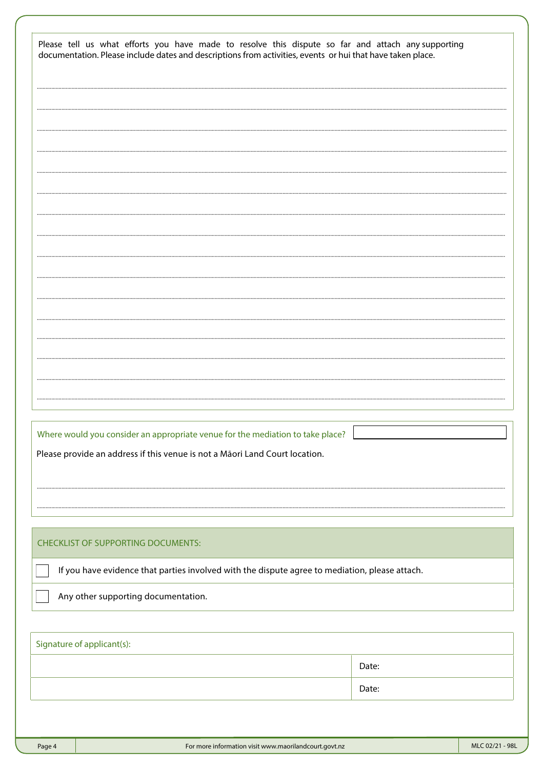Please tell us what efforts you have made to resolve this dispute so far and attach any supporting documentation. Please include dates and descriptions from activities, events or hui that have taken place.

Where would you consider an appropriate venue for the mediation to take place?

Please provide an address if this venue is not a Māori Land Court location.

## CHECKLIST OF SUPPORTING DOCUMENTS:

- [ ] If you have evidence that parties involved with the dispute agree to mediation, please attach.
- [ ] Any other supporting documentation.

| Signature of applicant(s): | |
|---|---|
| | Date: |
| | Date: |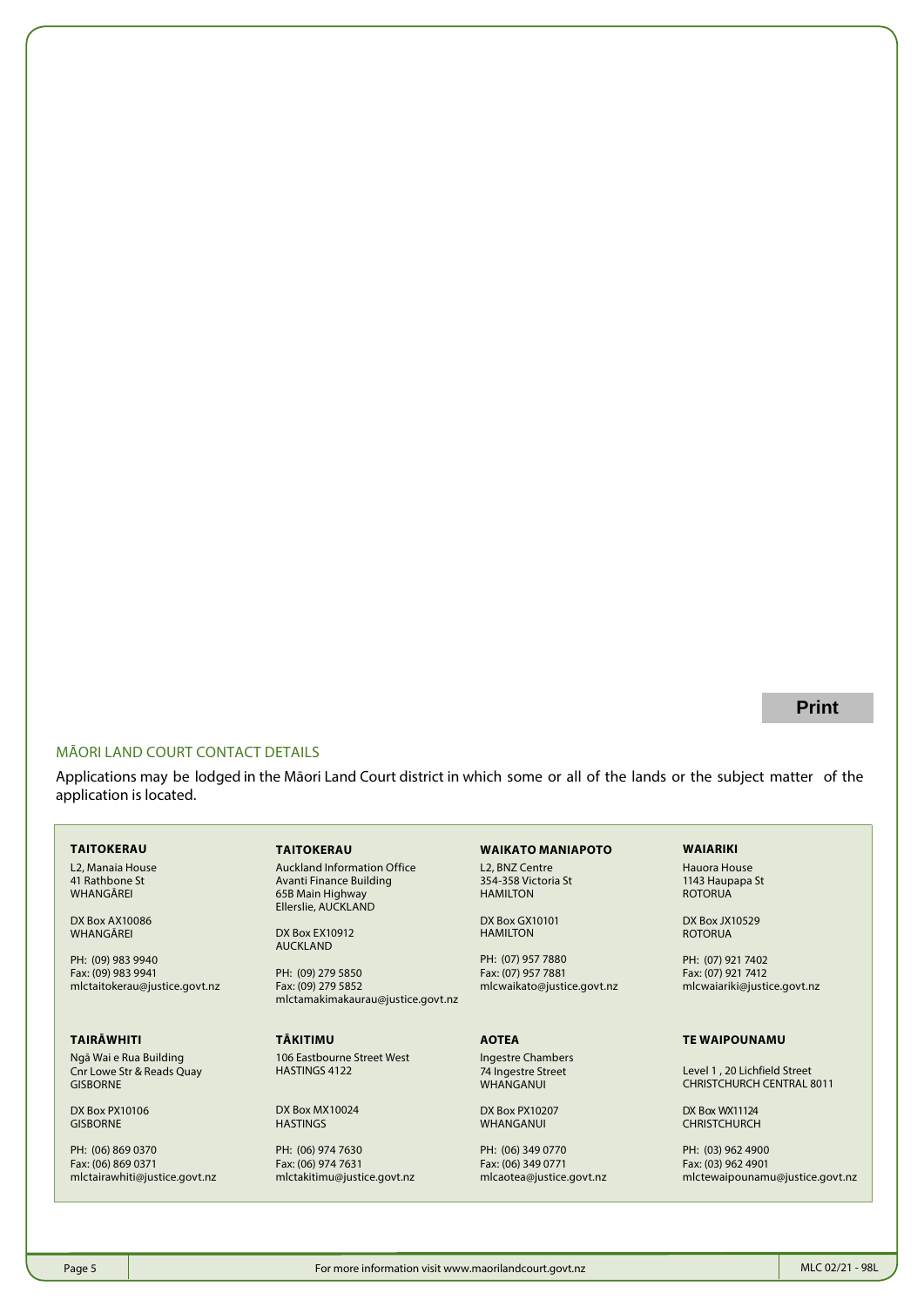Print

## MĀORI LAND COURT CONTACT DETAILS

Applications may be lodged in the Māori Land Court district in which some or all of the lands or the subject matter of the application is located.

**TAITOKERAU**

L2, Manaia House
41 Rathbone St
WHANGĀREI

DX Box AX10086
WHANGĀREI

PH: (09) 983 9940
Fax: (09) 983 9941
mlctaitokerau@justice.govt.nz

**TAITOKERAU**

Auckland Information Office
Avanti Finance Building
65B Main Highway
Ellerslie, AUCKLAND

DX Box EX10912
AUCKLAND

PH: (09) 279 5850
Fax: (09) 279 5852
mlctamakimakaurau@justice.govt.nz

**WAIKATO MANIAPOTO**

L2, BNZ Centre
354-358 Victoria St
HAMILTON

DX Box GX10101
HAMILTON

PH: (07) 957 7880
Fax: (07) 957 7881
mlcwaikato@justice.govt.nz

**WAIARIKI**

Hauora House
1143 Haupapa St
ROTORUA

DX Box JX10529
ROTORUA

PH: (07) 921 7402
Fax: (07) 921 7412
mlcwaiariki@justice.govt.nz

**TAIRĀWHITI**

Ngā Wai e Rua Building
Cnr Lowe Str & Reads Quay
GISBORNE

DX Box PX10106
GISBORNE

PH: (06) 869 0370
Fax: (06) 869 0371
mlctairawhiti@justice.govt.nz

**TĀKITIMU**

106 Eastbourne Street West
HASTINGS 4122

DX Box MX10024
HASTINGS

PH: (06) 974 7630
Fax: (06) 974 7631
mlctakitimu@justice.govt.nz

**AOTEA**

Ingestre Chambers
74 Ingestre Street
WHANGANUI

DX Box PX10207
WHANGANUI

PH: (06) 349 0770
Fax: (06) 349 0771
mlcaotea@justice.govt.nz

**TE WAIPOUNAMU**

Level 1 , 20 Lichfield Street
CHRISTCHURCH CENTRAL 8011

DX Box WX11124
CHRISTCHURCH

PH: (03) 962 4900
Fax: (03) 962 4901
mlctewaipounamu@justice.govt.nz

For more information visit www.maorilandcourt.govt.nz

MLC 02/21 - 98L